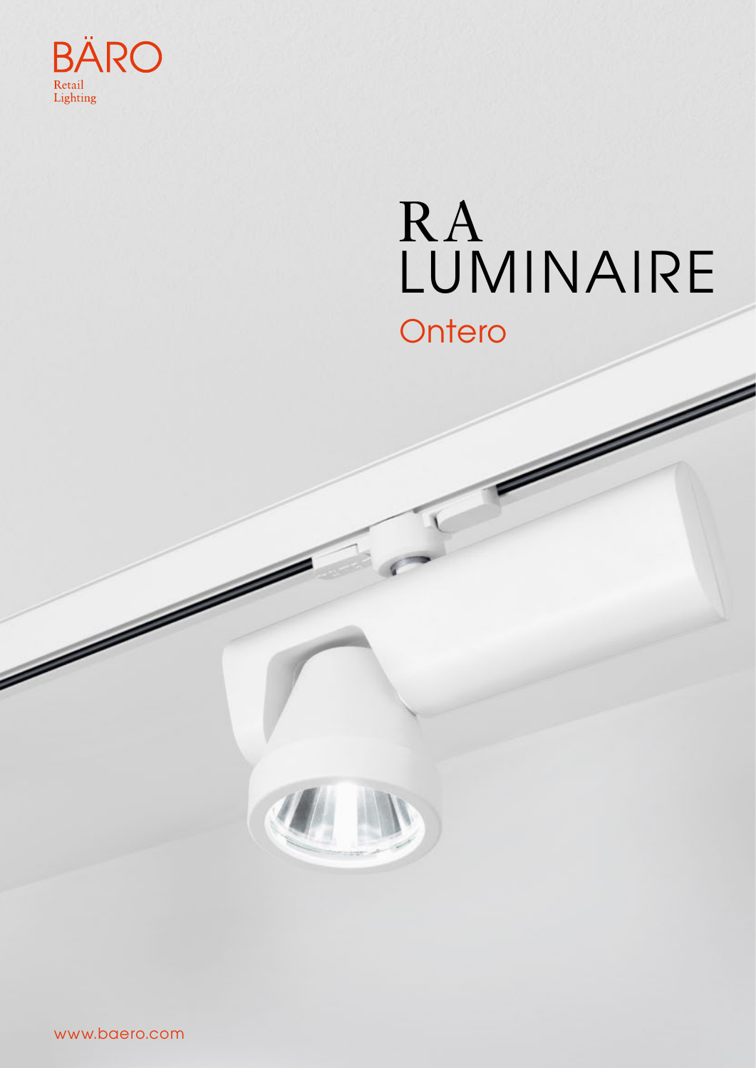BÄRO

Retail
Lighting

# RA LUMINAIRE

## Ontero

www.baero.com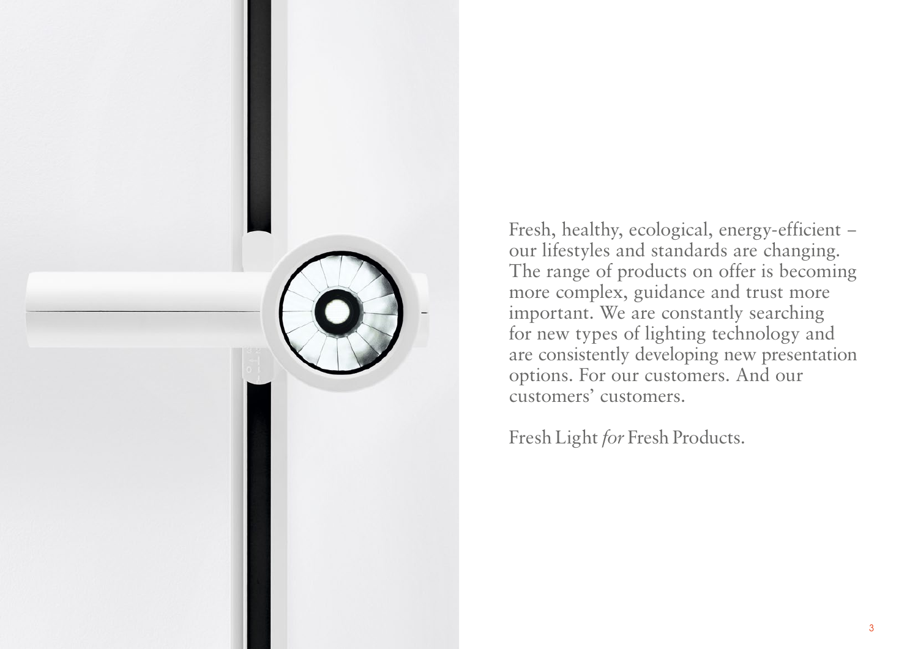Fresh, healthy, ecological, energy-efficient – our lifestyles and standards are changing. The range of products on offer is becoming more complex, guidance and trust more important. We are constantly searching for new types of lighting technology and are consistently developing new presentation options. For our customers. And our customers' customers.

Fresh Light *for* Fresh Products.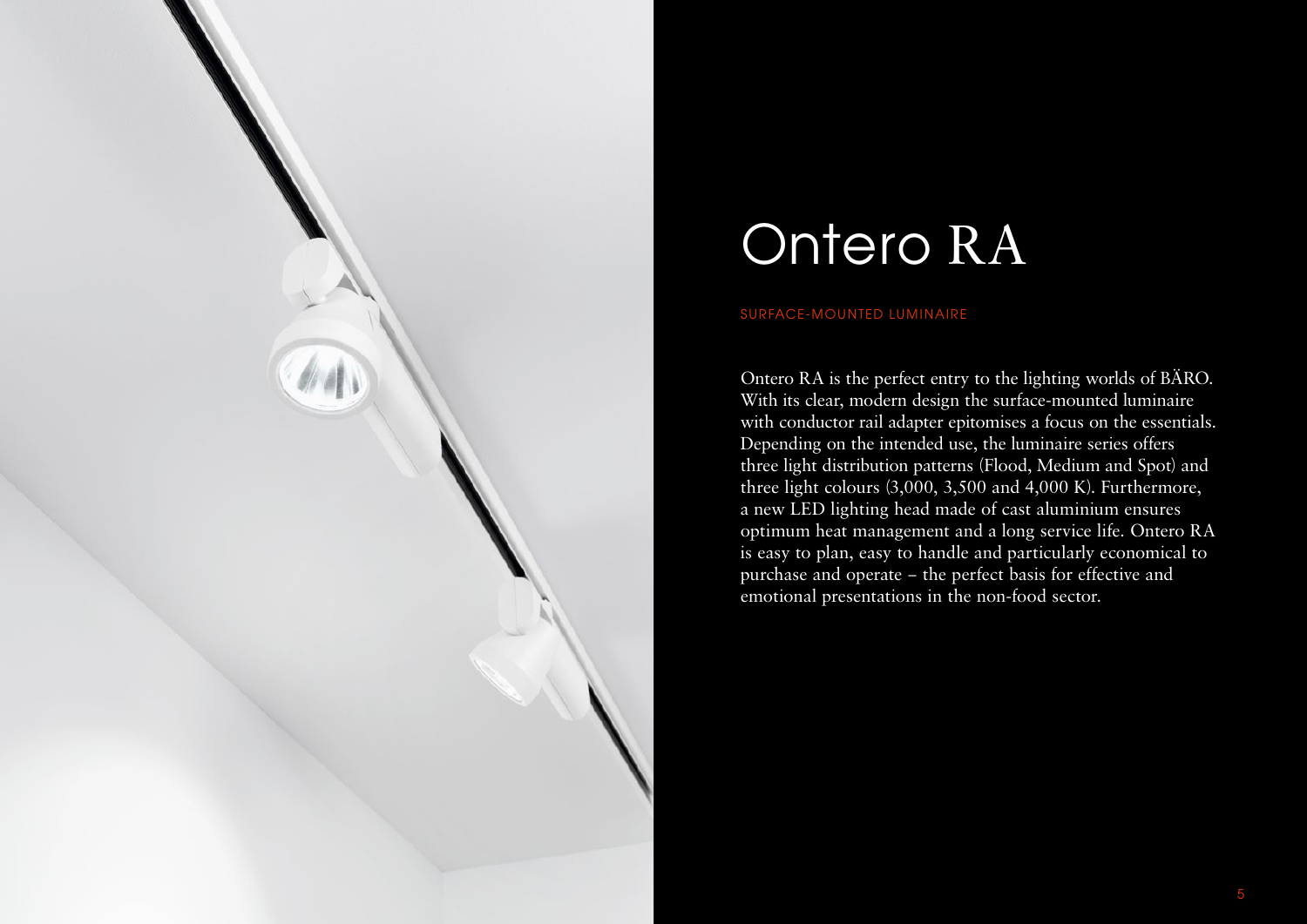# Ontero RA

SURFACE-MOUNTED LUMINAIRE

Ontero RA is the perfect entry to the lighting worlds of BÄRO. With its clear, modern design the surface-mounted luminaire with conductor rail adapter epitomises a focus on the essentials. Depending on the intended use, the luminaire series offers three light distribution patterns (Flood, Medium and Spot) and three light colours (3,000, 3,500 and 4,000 K). Furthermore, a new LED lighting head made of cast aluminium ensures optimum heat management and a long service life. Ontero RA is easy to plan, easy to handle and particularly economical to purchase and operate – the perfect basis for effective and emotional presentations in the non-food sector.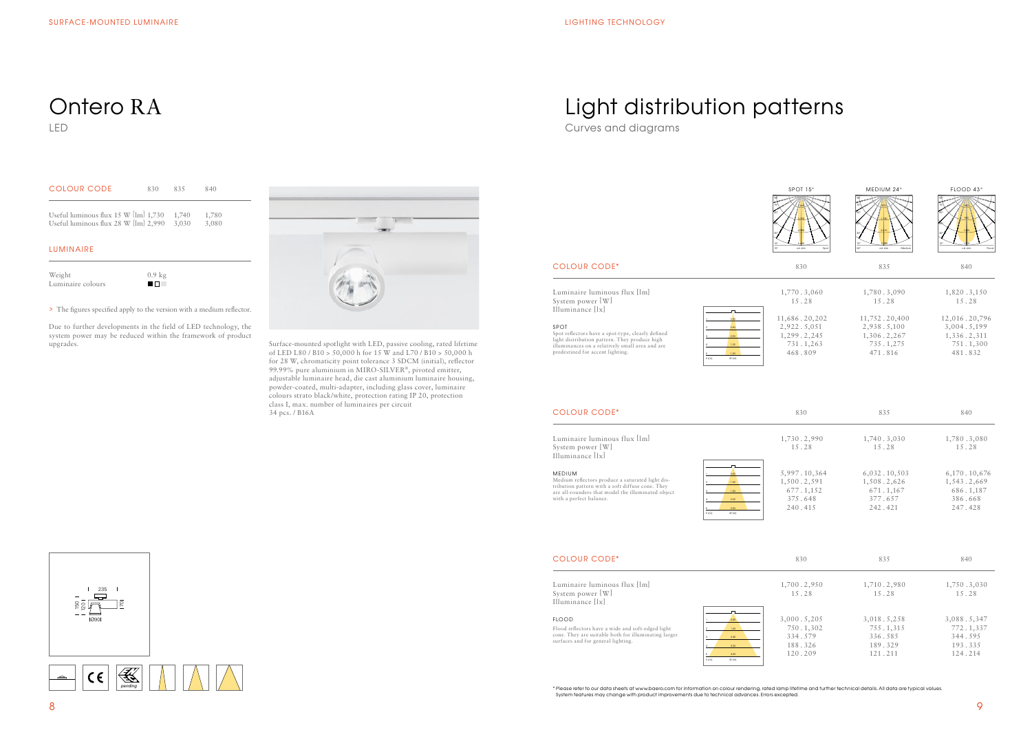# Ontero RA

LED

| COLOUR CODE | 830 | 835 | 840 |
|---|---|---|---|
| Useful luminous flux 15 W [lm] | 1,730 | 1,740 | 1,780 |
| Useful luminous flux 28 W [lm] | 2,990 | 3,030 | 3,080 |

## LUMINAIRE

| | |
|---|---|
| Weight | 0.9 kg |
| Luminaire colours | ■ □ |

> The figures specified apply to the version with a medium reflector.

Due to further developments in the field of LED technology, the system power may be reduced within the framework of product upgrades.

Surface-mounted spotlight with LED, passive cooling, rated lifetime of LED L80 / B10 > 50,000 h for 15 W and L70 / B10 > 50,000 h for 28 W, chromaticity point tolerance 3 SDCM (initial), reflector 99.99% pure aluminium in MIRO-SILVER®, pivoted emitter, adjustable luminaire head, die cast aluminium luminaire housing, powder-coated, multi-adapter, including glass cover, luminaire colours strato black/white, protection rating IP 20, protection class I, max. number of luminaires per circuit 34 pcs. / B16A

235 | 150 | 120 | 70 | Ø90

pending

# Light distribution patterns

Curves and diagrams

SPOT 15° | MEDIUM 24° | FLOOD 43°

| COLOUR CODE* | 830 | 835 | 840 |
|---|---|---|---|
| Luminaire luminous flux [lm] | 1,770 . 3,060 | 1,780 . 3,090 | 1,820 . 3,150 |
| System power [W] | 15 . 28 | 15 . 28 | 15 . 28 |
| Illuminance [lx] | | | |
| | 11,686 . 20,202 | 11,752 . 20,400 | 12,016 . 20,796 |
| | 2,922 . 5,051 | 2,938 . 5,100 | 3,004 . 5,199 |
| | 1,299 . 2,245 | 1,306 . 2,267 | 1,336 . 2,311 |
| | 731 . 1,263 | 735 . 1,275 | 751 . 1,300 |
| | 468 . 809 | 471 . 816 | 481 . 832 |

**SPOT**
Spot reflectors have a spot-type, clearly defined light distribution pattern. They produce high illuminances on a relatively small area and are predestined for accent lighting.

| COLOUR CODE* | 830 | 835 | 840 |
|---|---|---|---|
| Luminaire luminous flux [lm] | 1,730 . 2,990 | 1,740 . 3,030 | 1,780 . 3,080 |
| System power [W] | 15 . 28 | 15 . 28 | 15 . 28 |
| Illuminance [lx] | | | |
| | 5,997 . 10,364 | 6,032 . 10,503 | 6,170 . 10,676 |
| | 1,500 . 2,591 | 1,508 . 2,626 | 1,543 . 2,669 |
| | 677 . 1,152 | 671 . 1,167 | 686 . 1,187 |
| | 375 . 648 | 377 . 657 | 386 . 668 |
| | 240 . 415 | 242 . 421 | 247 . 428 |

**MEDIUM**
Medium reflectors produce a saturated light distribution pattern with a soft diffuse cone. They are all-rounders that model the illuminated object with a perfect balance.

| COLOUR CODE* | 830 | 835 | 840 |
|---|---|---|---|
| Luminaire luminous flux [lm] | 1,700 . 2,950 | 1,710 . 2,980 | 1,750 . 3,030 |
| System power [W] | 15 . 28 | 15 . 28 | 15 . 28 |
| Illuminance [lx] | | | |
| | 3,000 . 5,205 | 3,018 . 5,258 | 3,088 . 5,347 |
| | 750 . 1,302 | 755 . 1,315 | 772 . 1,337 |
| | 334 . 579 | 336 . 585 | 344 . 595 |
| | 188 . 326 | 189 . 329 | 193 . 335 |
| | 120 . 209 | 121 . 211 | 124 . 214 |

**FLOOD**
Flood reflectors have a wide and soft-edged light cone. They are suitable both for illuminating larger surfaces and for general lighting.

\* Please refer to our data sheets at www.baero.com for information on colour rendering, rated lamp lifetime and further technical details. All data are typical values. System features may change with product improvements due to technical advances. Errors excepted.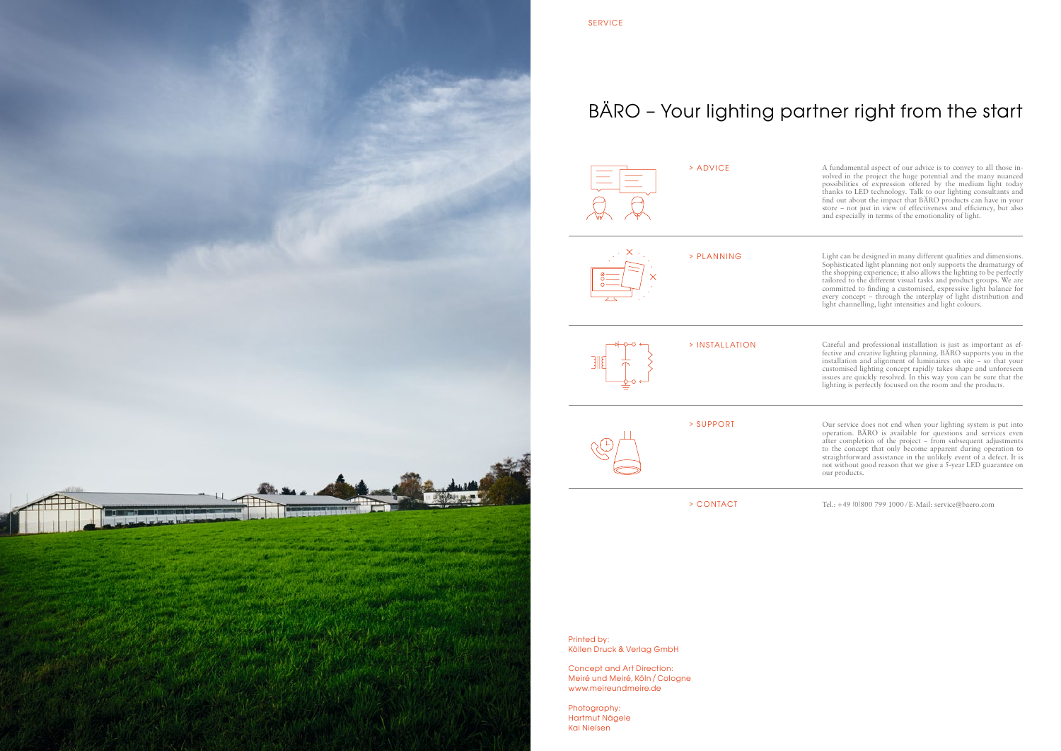SERVICE

# BÄRO – Your lighting partner right from the start

## > ADVICE

A fundamental aspect of our advice is to convey to all those involved in the project the huge potential and the many nuanced possibilities of expression offered by the medium light today thanks to LED technology. Talk to our lighting consultants and find out about the impact that BÄRO products can have in your store – not just in view of effectiveness and efficiency, but also and especially in terms of the emotionality of light.

## > PLANNING

Light can be designed in many different qualities and dimensions. Sophisticated light planning not only supports the dramaturgy of the shopping experience; it also allows the lighting to be perfectly tailored to the different visual tasks and product groups. We are committed to finding a customised, expressive light balance for every concept – through the interplay of light distribution and light channelling, light intensities and light colours.

## > INSTALLATION

Careful and professional installation is just as important as effective and creative lighting planning. BÄRO supports you in the installation and alignment of luminaires on site – so that your customised lighting concept rapidly takes shape and unforeseen issues are quickly resolved. In this way you can be sure that the lighting is perfectly focused on the room and the products.

## > SUPPORT

Our service does not end when your lighting system is put into operation. BÄRO is available for questions and services even after completion of the project – from subsequent adjustments to the concept that only become apparent during operation to straightforward assistance in the unlikely event of a defect. It is not without good reason that we give a 5-year LED guarantee on our products.

## > CONTACT

Tel.: +49 (0)800 799 1000 / E-Mail: service@baero.com

Printed by:
Köllen Druck & Verlag GmbH

Concept and Art Direction:
Meiré und Meiré, Köln / Cologne
www.meireundmeire.de

Photography:
Hartmut Nägele
Kai Nielsen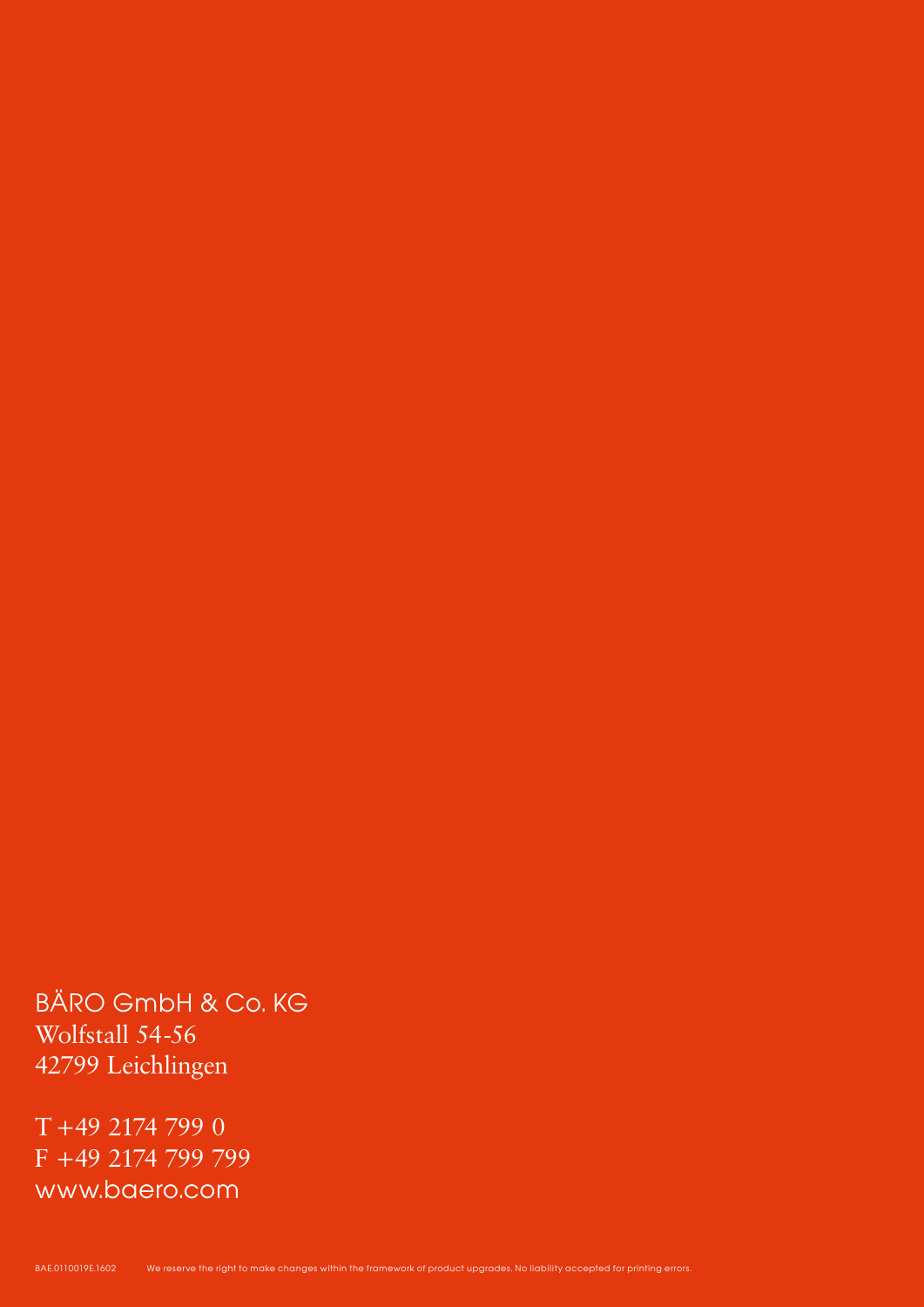BÄRO GmbH & Co. KG
Wolfstall 54-56
42799 Leichlingen

T +49 2174 799 0
F +49 2174 799 799
www.baero.com

BAE.0110019E.1602 We reserve the right to make changes within the framework of product upgrades. No liability accepted for printing errors.